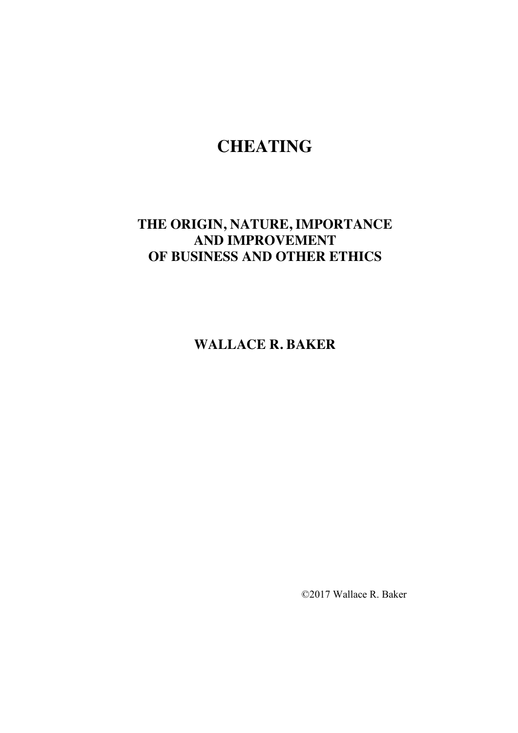# CHEATING

## THE ORIGIN, NATURE, IMPORTANCE AND IMPROVEMENT OF BUSINESS AND OTHER ETHICS

**WALLACE R. BAKER**

©2017 Wallace R. Baker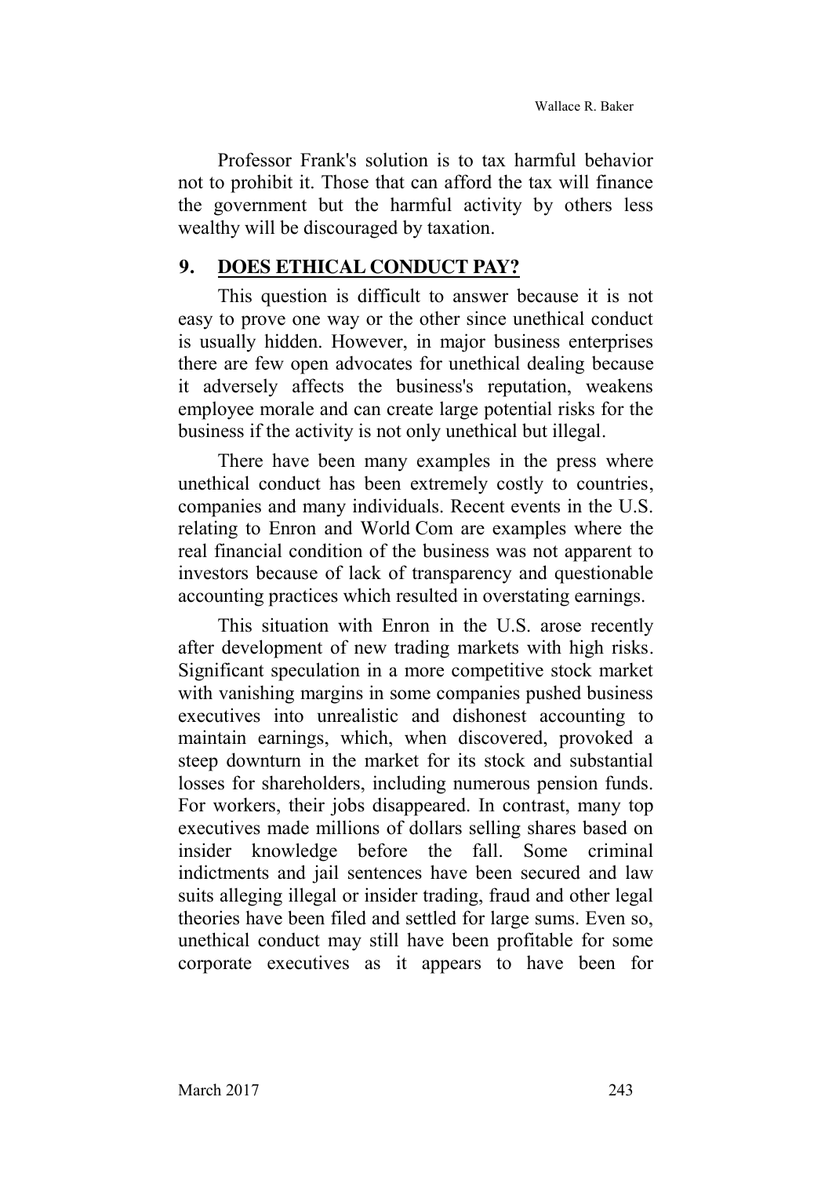Professor Frank's solution is to tax harmful behavior not to prohibit it. Those that can afford the tax will finance the government but the harmful activity by others less wealthy will be discouraged by taxation.

## 9. DOES ETHICAL CONDUCT PAY?

This question is difficult to answer because it is not easy to prove one way or the other since unethical conduct is usually hidden. However, in major business enterprises there are few open advocates for unethical dealing because it adversely affects the business's reputation, weakens employee morale and can create large potential risks for the business if the activity is not only unethical but illegal.

There have been many examples in the press where unethical conduct has been extremely costly to countries, companies and many individuals. Recent events in the U.S. relating to Enron and World Com are examples where the real financial condition of the business was not apparent to investors because of lack of transparency and questionable accounting practices which resulted in overstating earnings.

This situation with Enron in the U.S. arose recently after development of new trading markets with high risks. Significant speculation in a more competitive stock market with vanishing margins in some companies pushed business executives into unrealistic and dishonest accounting to maintain earnings, which, when discovered, provoked a steep downturn in the market for its stock and substantial losses for shareholders, including numerous pension funds. For workers, their jobs disappeared. In contrast, many top executives made millions of dollars selling shares based on insider knowledge before the fall. Some criminal indictments and jail sentences have been secured and law suits alleging illegal or insider trading, fraud and other legal theories have been filed and settled for large sums. Even so, unethical conduct may still have been profitable for some corporate executives as it appears to have been for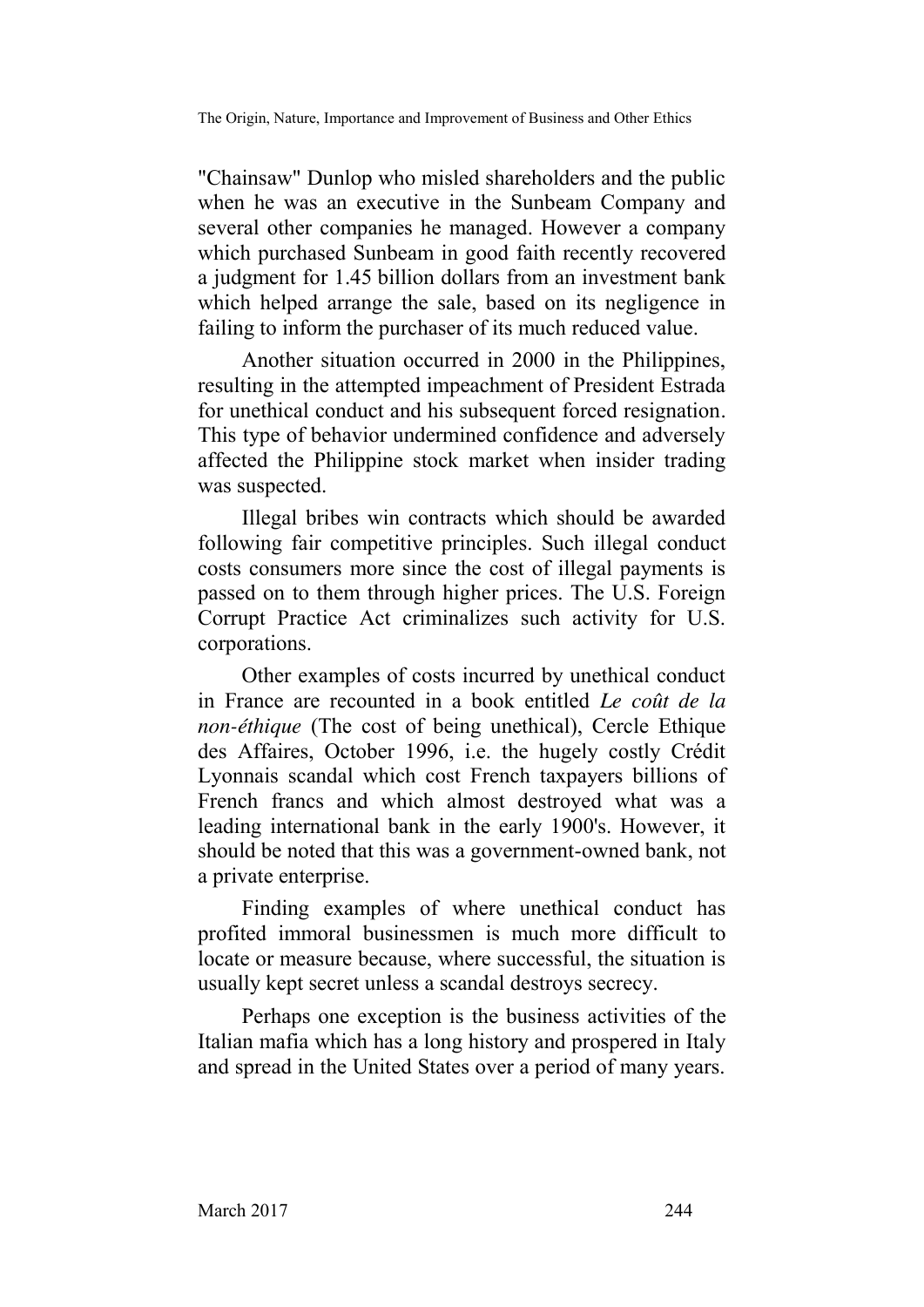"Chainsaw" Dunlop who misled shareholders and the public when he was an executive in the Sunbeam Company and several other companies he managed. However a company which purchased Sunbeam in good faith recently recovered a judgment for 1.45 billion dollars from an investment bank which helped arrange the sale, based on its negligence in failing to inform the purchaser of its much reduced value.

Another situation occurred in 2000 in the Philippines, resulting in the attempted impeachment of President Estrada for unethical conduct and his subsequent forced resignation. This type of behavior undermined confidence and adversely affected the Philippine stock market when insider trading was suspected.

Illegal bribes win contracts which should be awarded following fair competitive principles. Such illegal conduct costs consumers more since the cost of illegal payments is passed on to them through higher prices. The U.S. Foreign Corrupt Practice Act criminalizes such activity for U.S. corporations.

Other examples of costs incurred by unethical conduct in France are recounted in a book entitled *Le coût de la non-éthique* (The cost of being unethical), Cercle Ethique des Affaires, October 1996, i.e. the hugely costly Crédit Lyonnais scandal which cost French taxpayers billions of French francs and which almost destroyed what was a leading international bank in the early 1900's. However, it should be noted that this was a government-owned bank, not a private enterprise.

Finding examples of where unethical conduct has profited immoral businessmen is much more difficult to locate or measure because, where successful, the situation is usually kept secret unless a scandal destroys secrecy.

Perhaps one exception is the business activities of the Italian mafia which has a long history and prospered in Italy and spread in the United States over a period of many years.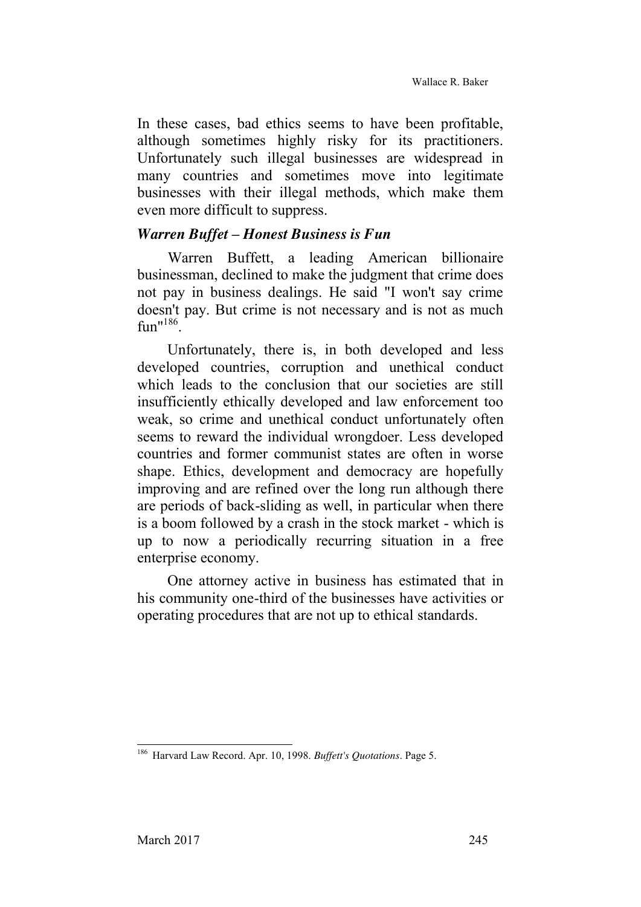In these cases, bad ethics seems to have been profitable, although sometimes highly risky for its practitioners. Unfortunately such illegal businesses are widespread in many countries and sometimes move into legitimate businesses with their illegal methods, which make them even more difficult to suppress.

### *Warren Buffet – Honest Business is Fun*

Warren Buffett, a leading American billionaire businessman, declined to make the judgment that crime does not pay in business dealings. He said "I won't say crime doesn't pay. But crime is not necessary and is not as much fun"[186].

Unfortunately, there is, in both developed and less developed countries, corruption and unethical conduct which leads to the conclusion that our societies are still insufficiently ethically developed and law enforcement too weak, so crime and unethical conduct unfortunately often seems to reward the individual wrongdoer. Less developed countries and former communist states are often in worse shape. Ethics, development and democracy are hopefully improving and are refined over the long run although there are periods of back-sliding as well, in particular when there is a boom followed by a crash in the stock market - which is up to now a periodically recurring situation in a free enterprise economy.

One attorney active in business has estimated that in his community one-third of the businesses have activities or operating procedures that are not up to ethical standards.

---

[186] Harvard Law Record. Apr. 10, 1998. *Buffett's Quotations*. Page 5.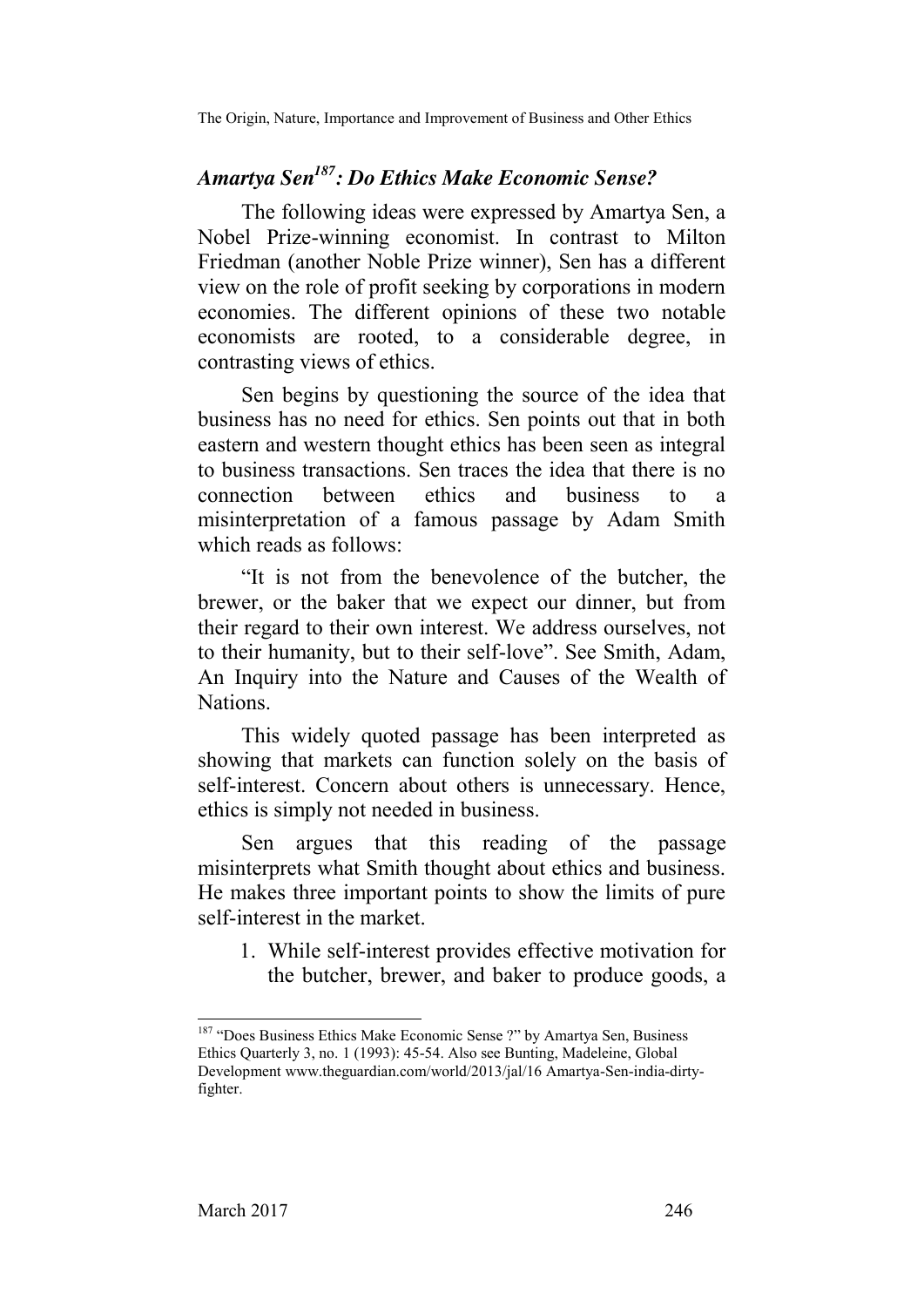## *Amartya Sen[187]: Do Ethics Make Economic Sense?*

The following ideas were expressed by Amartya Sen, a Nobel Prize-winning economist. In contrast to Milton Friedman (another Noble Prize winner), Sen has a different view on the role of profit seeking by corporations in modern economies. The different opinions of these two notable economists are rooted, to a considerable degree, in contrasting views of ethics.

Sen begins by questioning the source of the idea that business has no need for ethics. Sen points out that in both eastern and western thought ethics has been seen as integral to business transactions. Sen traces the idea that there is no connection between ethics and business to a misinterpretation of a famous passage by Adam Smith which reads as follows:

"It is not from the benevolence of the butcher, the brewer, or the baker that we expect our dinner, but from their regard to their own interest. We address ourselves, not to their humanity, but to their self-love". See Smith, Adam, An Inquiry into the Nature and Causes of the Wealth of Nations.

This widely quoted passage has been interpreted as showing that markets can function solely on the basis of self-interest. Concern about others is unnecessary. Hence, ethics is simply not needed in business.

Sen argues that this reading of the passage misinterprets what Smith thought about ethics and business. He makes three important points to show the limits of pure self-interest in the market.

1. While self-interest provides effective motivation for the butcher, brewer, and baker to produce goods, a

---

[187] "Does Business Ethics Make Economic Sense ?" by Amartya Sen, Business Ethics Quarterly 3, no. 1 (1993): 45-54. Also see Bunting, Madeleine, Global Development www.theguardian.com/world/2013/jal/16 Amartya-Sen-india-dirty-fighter.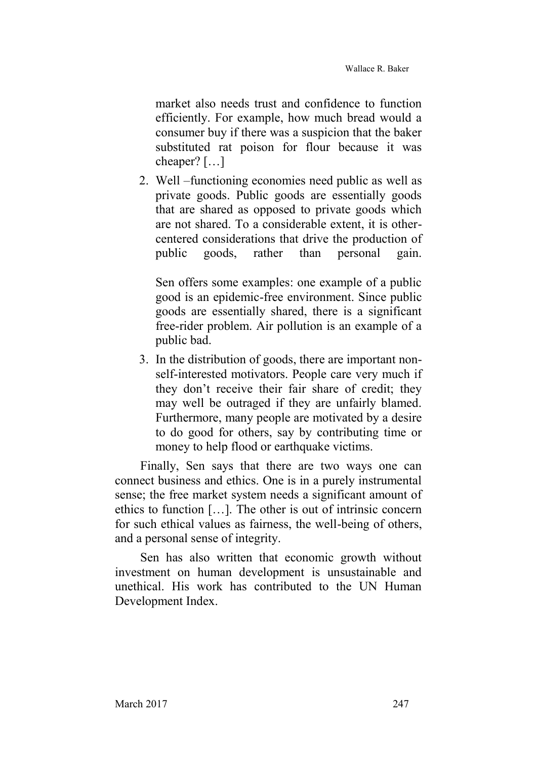market also needs trust and confidence to function efficiently. For example, how much bread would a consumer buy if there was a suspicion that the baker substituted rat poison for flour because it was cheaper? […]

2. Well –functioning economies need public as well as private goods. Public goods are essentially goods that are shared as opposed to private goods which are not shared. To a considerable extent, it is other-centered considerations that drive the production of public goods, rather than personal gain.

   Sen offers some examples: one example of a public good is an epidemic-free environment. Since public goods are essentially shared, there is a significant free-rider problem. Air pollution is an example of a public bad.

3. In the distribution of goods, there are important non-self-interested motivators. People care very much if they don't receive their fair share of credit; they may well be outraged if they are unfairly blamed. Furthermore, many people are motivated by a desire to do good for others, say by contributing time or money to help flood or earthquake victims.

Finally, Sen says that there are two ways one can connect business and ethics. One is in a purely instrumental sense; the free market system needs a significant amount of ethics to function […]. The other is out of intrinsic concern for such ethical values as fairness, the well-being of others, and a personal sense of integrity.

Sen has also written that economic growth without investment on human development is unsustainable and unethical. His work has contributed to the UN Human Development Index.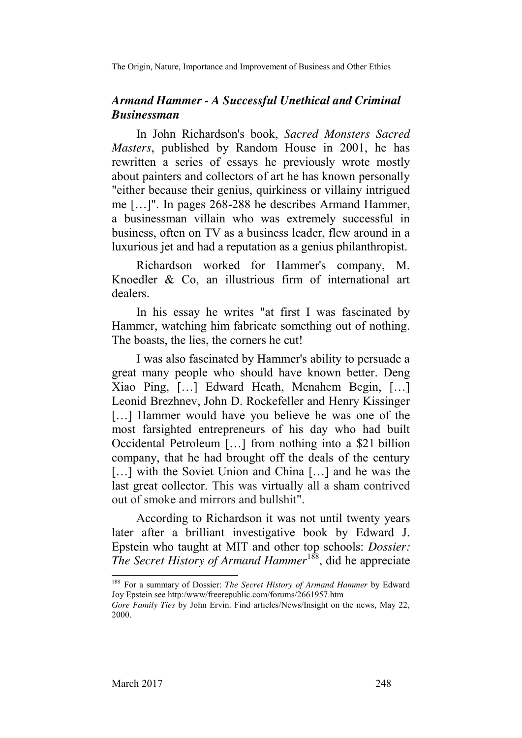### *Armand Hammer - A Successful Unethical and Criminal Businessman*

In John Richardson's book, *Sacred Monsters Sacred Masters*, published by Random House in 2001, he has rewritten a series of essays he previously wrote mostly about painters and collectors of art he has known personally "either because their genius, quirkiness or villainy intrigued me […]". In pages 268-288 he describes Armand Hammer, a businessman villain who was extremely successful in business, often on TV as a business leader, flew around in a luxurious jet and had a reputation as a genius philanthropist.

Richardson worked for Hammer's company, M. Knoedler & Co, an illustrious firm of international art dealers.

In his essay he writes "at first I was fascinated by Hammer, watching him fabricate something out of nothing. The boasts, the lies, the corners he cut!

I was also fascinated by Hammer's ability to persuade a great many people who should have known better. Deng Xiao Ping, […] Edward Heath, Menahem Begin, […] Leonid Brezhnev, John D. Rockefeller and Henry Kissinger […] Hammer would have you believe he was one of the most farsighted entrepreneurs of his day who had built Occidental Petroleum […] from nothing into a $21 billion company, that he had brought off the deals of the century […] with the Soviet Union and China […] and he was the last great collector. This was virtually all a sham contrived out of smoke and mirrors and bullshit".

According to Richardson it was not until twenty years later after a brilliant investigative book by Edward J. Epstein who taught at MIT and other top schools: *Dossier: The Secret History of Armand Hammer*[188], did he appreciate

---

[188] For a summary of Dossier: *The Secret History of Armand Hammer* by Edward Joy Epstein see http:/www/freerepublic.com/forums/2661957.htm

*Gore Family Ties* by John Ervin. Find articles/News/Insight on the news, May 22, 2000.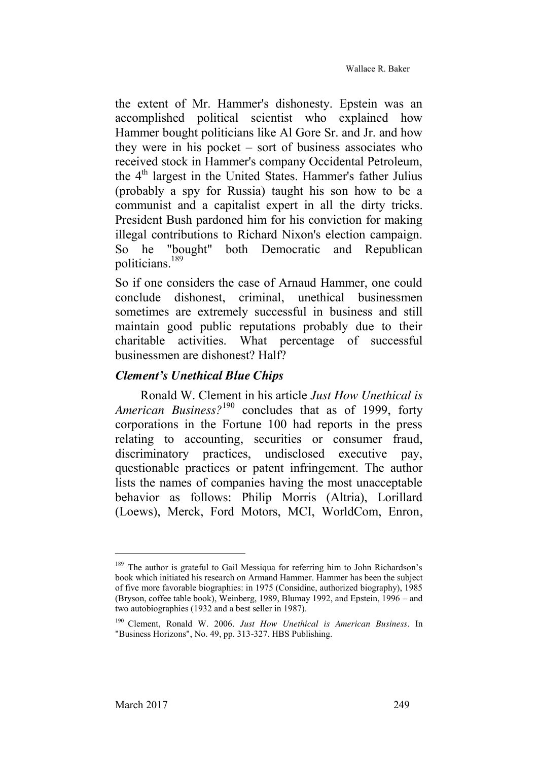the extent of Mr. Hammer's dishonesty. Epstein was an accomplished political scientist who explained how Hammer bought politicians like Al Gore Sr. and Jr. and how they were in his pocket – sort of business associates who received stock in Hammer's company Occidental Petroleum, the 4th largest in the United States. Hammer's father Julius (probably a spy for Russia) taught his son how to be a communist and a capitalist expert in all the dirty tricks. President Bush pardoned him for his conviction for making illegal contributions to Richard Nixon's election campaign. So he "bought" both Democratic and Republican politicians.[189]

So if one considers the case of Arnaud Hammer, one could conclude dishonest, criminal, unethical businessmen sometimes are extremely successful in business and still maintain good public reputations probably due to their charitable activities. What percentage of successful businessmen are dishonest? Half?

### *Clement's Unethical Blue Chips*

Ronald W. Clement in his article *Just How Unethical is American Business?*[190] concludes that as of 1999, forty corporations in the Fortune 100 had reports in the press relating to accounting, securities or consumer fraud, discriminatory practices, undisclosed executive pay, questionable practices or patent infringement. The author lists the names of companies having the most unacceptable behavior as follows: Philip Morris (Altria), Lorillard (Loews), Merck, Ford Motors, MCI, WorldCom, Enron,

---

[189] The author is grateful to Gail Messiqua for referring him to John Richardson's book which initiated his research on Armand Hammer. Hammer has been the subject of five more favorable biographies: in 1975 (Considine, authorized biography), 1985 (Bryson, coffee table book), Weinberg, 1989, Blumay 1992, and Epstein, 1996 – and two autobiographies (1932 and a best seller in 1987).

[190] Clement, Ronald W. 2006. *Just How Unethical is American Business*. In "Business Horizons", No. 49, pp. 313-327. HBS Publishing.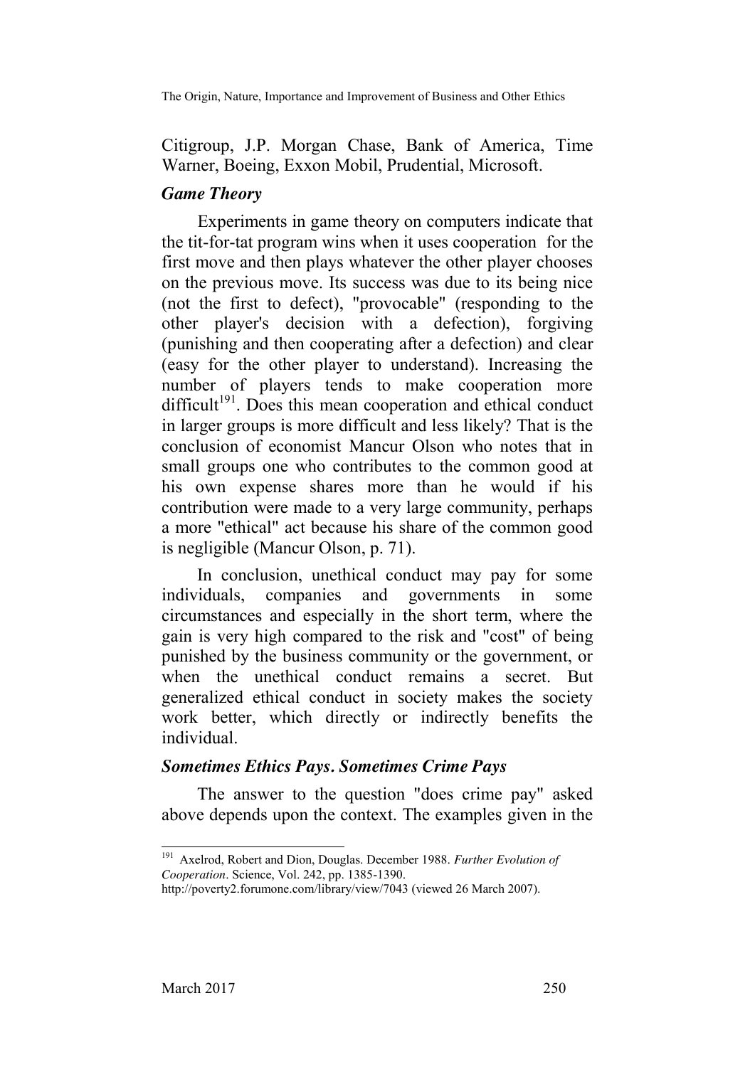Citigroup, J.P. Morgan Chase, Bank of America, Time Warner, Boeing, Exxon Mobil, Prudential, Microsoft.

### *Game Theory*

Experiments in game theory on computers indicate that the tit-for-tat program wins when it uses cooperation for the first move and then plays whatever the other player chooses on the previous move. Its success was due to its being nice (not the first to defect), "provocable" (responding to the other player's decision with a defection), forgiving (punishing and then cooperating after a defection) and clear (easy for the other player to understand). Increasing the number of players tends to make cooperation more difficult[191]. Does this mean cooperation and ethical conduct in larger groups is more difficult and less likely? That is the conclusion of economist Mancur Olson who notes that in small groups one who contributes to the common good at his own expense shares more than he would if his contribution were made to a very large community, perhaps a more "ethical" act because his share of the common good is negligible (Mancur Olson, p. 71).

In conclusion, unethical conduct may pay for some individuals, companies and governments in some circumstances and especially in the short term, where the gain is very high compared to the risk and "cost" of being punished by the business community or the government, or when the unethical conduct remains a secret. But generalized ethical conduct in society makes the society work better, which directly or indirectly benefits the individual.

### *Sometimes Ethics Pays. Sometimes Crime Pays*

The answer to the question "does crime pay" asked above depends upon the context. The examples given in the

---

[191] Axelrod, Robert and Dion, Douglas. December 1988. *Further Evolution of Cooperation*. Science, Vol. 242, pp. 1385-1390. http://poverty2.forumone.com/library/view/7043 (viewed 26 March 2007).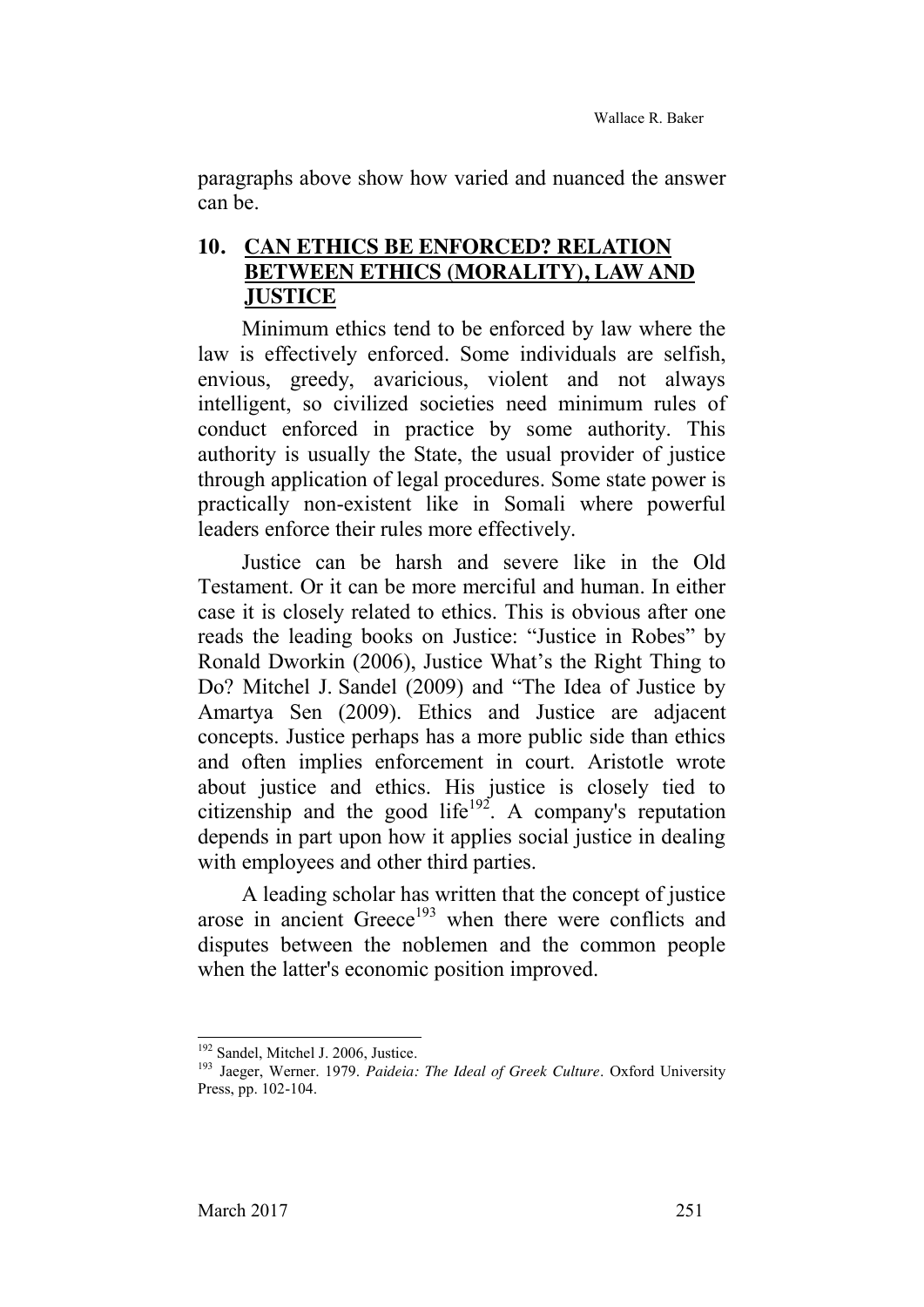paragraphs above show how varied and nuanced the answer can be.

## 10. CAN ETHICS BE ENFORCED? RELATION BETWEEN ETHICS (MORALITY), LAW AND JUSTICE

Minimum ethics tend to be enforced by law where the law is effectively enforced. Some individuals are selfish, envious, greedy, avaricious, violent and not always intelligent, so civilized societies need minimum rules of conduct enforced in practice by some authority. This authority is usually the State, the usual provider of justice through application of legal procedures. Some state power is practically non-existent like in Somali where powerful leaders enforce their rules more effectively.

Justice can be harsh and severe like in the Old Testament. Or it can be more merciful and human. In either case it is closely related to ethics. This is obvious after one reads the leading books on Justice: "Justice in Robes" by Ronald Dworkin (2006), Justice What's the Right Thing to Do? Mitchel J. Sandel (2009) and "The Idea of Justice by Amartya Sen (2009). Ethics and Justice are adjacent concepts. Justice perhaps has a more public side than ethics and often implies enforcement in court. Aristotle wrote about justice and ethics. His justice is closely tied to citizenship and the good life[192]. A company's reputation depends in part upon how it applies social justice in dealing with employees and other third parties.

A leading scholar has written that the concept of justice arose in ancient Greece[193] when there were conflicts and disputes between the noblemen and the common people when the latter's economic position improved.

---

[192] Sandel, Mitchel J. 2006, Justice.

[193] Jaeger, Werner. 1979. *Paideia: The Ideal of Greek Culture*. Oxford University Press, pp. 102-104.